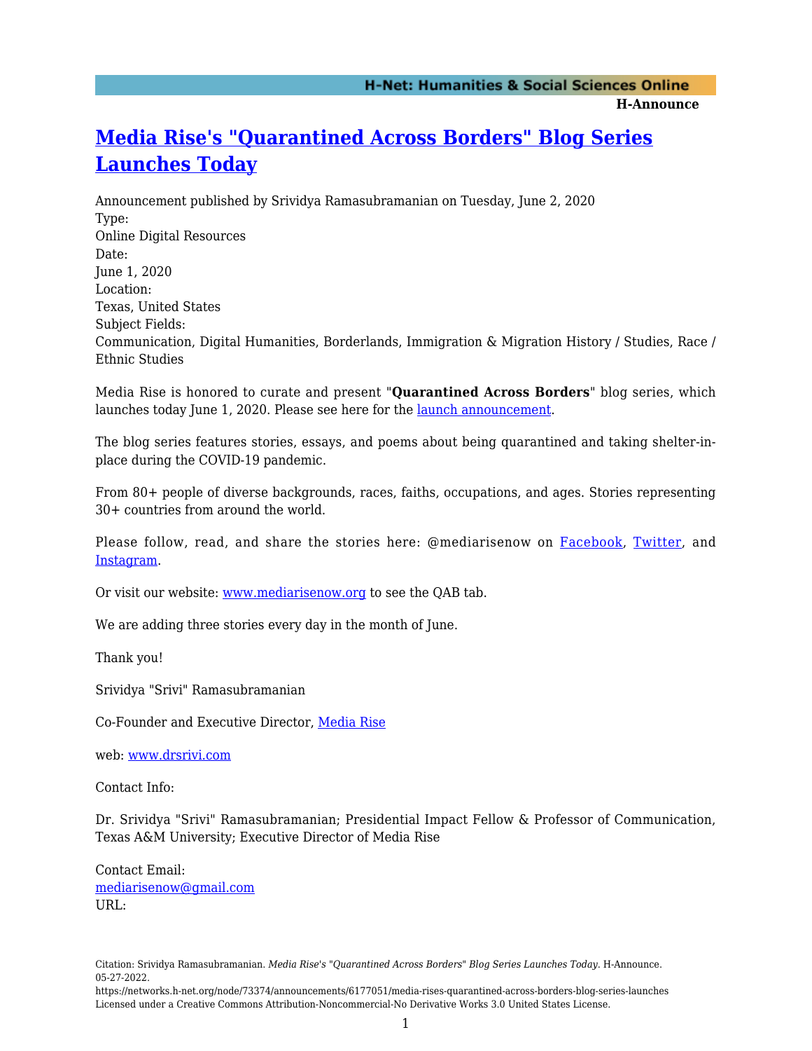# [Media Rise's "Quarantined Across Borders" Blog Series Launches Today]

Announcement published by Srividya Ramasubramanian on Tuesday, June 2, 2020

Type:
Online Digital Resources

Date:
June 1, 2020

Location:
Texas, United States

Subject Fields:
Communication, Digital Humanities, Borderlands, Immigration & Migration History / Studies, Race / Ethnic Studies

Media Rise is honored to curate and present "**Quarantined Across Borders**" blog series, which launches today June 1, 2020. Please see here for the [launch announcement].

The blog series features stories, essays, and poems about being quarantined and taking shelter-in-place during the COVID-19 pandemic.

From 80+ people of diverse backgrounds, races, faiths, occupations, and ages. Stories representing 30+ countries from around the world.

Please follow, read, and share the stories here: @mediarisenow on [Facebook], [Twitter], and [Instagram].

Or visit our website: [www.mediarisenow.org] to see the QAB tab.

We are adding three stories every day in the month of June.

Thank you!

Srividya "Srivi" Ramasubramanian

Co-Founder and Executive Director, [Media Rise]

web: [www.drsrivi.com]

Contact Info:

Dr. Srividya "Srivi" Ramasubramanian; Presidential Impact Fellow & Professor of Communication, Texas A&M University; Executive Director of Media Rise

Contact Email:
[mediarisenow@gmail.com]

URL:

Citation: Srividya Ramasubramanian. *Media Rise's "Quarantined Across Borders" Blog Series Launches Today*. H-Announce. 05-27-2022.
https://networks.h-net.org/node/73374/announcements/6177051/media-rises-quarantined-across-borders-blog-series-launches
Licensed under a Creative Commons Attribution-Noncommercial-No Derivative Works 3.0 United States License.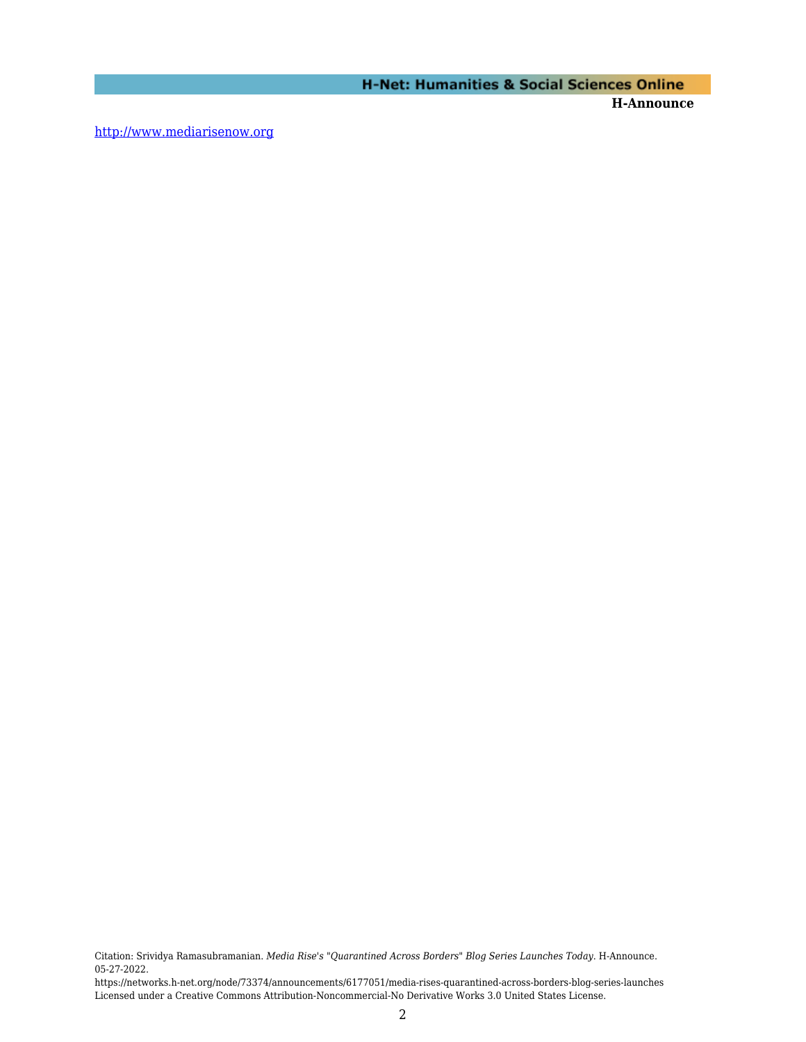http://www.mediarisenow.org